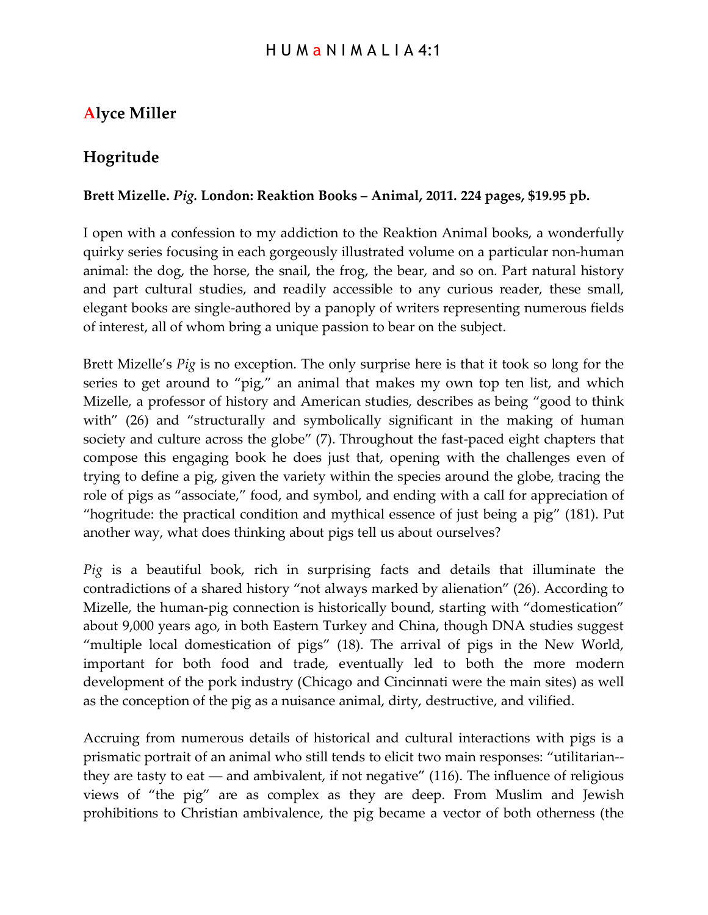## Alyce Miller

## Hogritude

**Brett Mizelle. *Pig*. London: Reaktion Books – Animal, 2011. 224 pages, $19.95 pb.**

I open with a confession to my addiction to the Reaktion Animal books, a wonderfully quirky series focusing in each gorgeously illustrated volume on a particular non-human animal: the dog, the horse, the snail, the frog, the bear, and so on. Part natural history and part cultural studies, and readily accessible to any curious reader, these small, elegant books are single-authored by a panoply of writers representing numerous fields of interest, all of whom bring a unique passion to bear on the subject.

Brett Mizelle's *Pig* is no exception. The only surprise here is that it took so long for the series to get around to "pig," an animal that makes my own top ten list, and which Mizelle, a professor of history and American studies, describes as being "good to think with" (26) and "structurally and symbolically significant in the making of human society and culture across the globe" (7). Throughout the fast-paced eight chapters that compose this engaging book he does just that, opening with the challenges even of trying to define a pig, given the variety within the species around the globe, tracing the role of pigs as "associate," food, and symbol, and ending with a call for appreciation of "hogritude: the practical condition and mythical essence of just being a pig" (181). Put another way, what does thinking about pigs tell us about ourselves?

*Pig* is a beautiful book, rich in surprising facts and details that illuminate the contradictions of a shared history "not always marked by alienation" (26). According to Mizelle, the human-pig connection is historically bound, starting with "domestication" about 9,000 years ago, in both Eastern Turkey and China, though DNA studies suggest "multiple local domestication of pigs" (18). The arrival of pigs in the New World, important for both food and trade, eventually led to both the more modern development of the pork industry (Chicago and Cincinnati were the main sites) as well as the conception of the pig as a nuisance animal, dirty, destructive, and vilified.

Accruing from numerous details of historical and cultural interactions with pigs is a prismatic portrait of an animal who still tends to elicit two main responses: "utilitarian--they are tasty to eat — and ambivalent, if not negative" (116). The influence of religious views of "the pig" are as complex as they are deep. From Muslim and Jewish prohibitions to Christian ambivalence, the pig became a vector of both otherness (the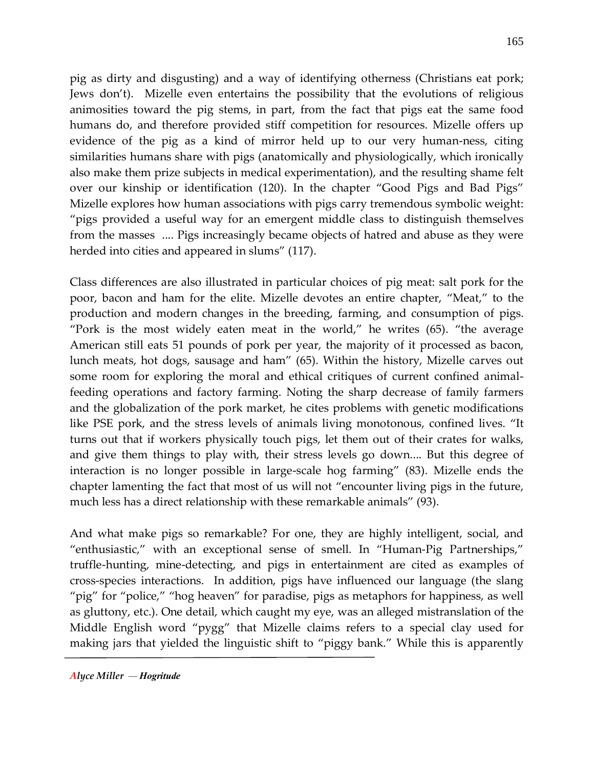pig as dirty and disgusting) and a way of identifying otherness (Christians eat pork; Jews don't). Mizelle even entertains the possibility that the evolutions of religious animosities toward the pig stems, in part, from the fact that pigs eat the same food humans do, and therefore provided stiff competition for resources. Mizelle offers up evidence of the pig as a kind of mirror held up to our very human-ness, citing similarities humans share with pigs (anatomically and physiologically, which ironically also make them prize subjects in medical experimentation), and the resulting shame felt over our kinship or identification (120). In the chapter "Good Pigs and Bad Pigs" Mizelle explores how human associations with pigs carry tremendous symbolic weight: "pigs provided a useful way for an emergent middle class to distinguish themselves from the masses .... Pigs increasingly became objects of hatred and abuse as they were herded into cities and appeared in slums" (117).

Class differences are also illustrated in particular choices of pig meat: salt pork for the poor, bacon and ham for the elite. Mizelle devotes an entire chapter, "Meat," to the production and modern changes in the breeding, farming, and consumption of pigs. "Pork is the most widely eaten meat in the world," he writes (65). "the average American still eats 51 pounds of pork per year, the majority of it processed as bacon, lunch meats, hot dogs, sausage and ham" (65). Within the history, Mizelle carves out some room for exploring the moral and ethical critiques of current confined animal-feeding operations and factory farming. Noting the sharp decrease of family farmers and the globalization of the pork market, he cites problems with genetic modifications like PSE pork, and the stress levels of animals living monotonous, confined lives. "It turns out that if workers physically touch pigs, let them out of their crates for walks, and give them things to play with, their stress levels go down.... But this degree of interaction is no longer possible in large-scale hog farming" (83). Mizelle ends the chapter lamenting the fact that most of us will not "encounter living pigs in the future, much less has a direct relationship with these remarkable animals" (93).

And what make pigs so remarkable? For one, they are highly intelligent, social, and "enthusiastic," with an exceptional sense of smell. In "Human-Pig Partnerships," truffle-hunting, mine-detecting, and pigs in entertainment are cited as examples of cross-species interactions. In addition, pigs have influenced our language (the slang "pig" for "police," "hog heaven" for paradise, pigs as metaphors for happiness, as well as gluttony, etc.). One detail, which caught my eye, was an alleged mistranslation of the Middle English word "pygg" that Mizelle claims refers to a special clay used for making jars that yielded the linguistic shift to "piggy bank." While this is apparently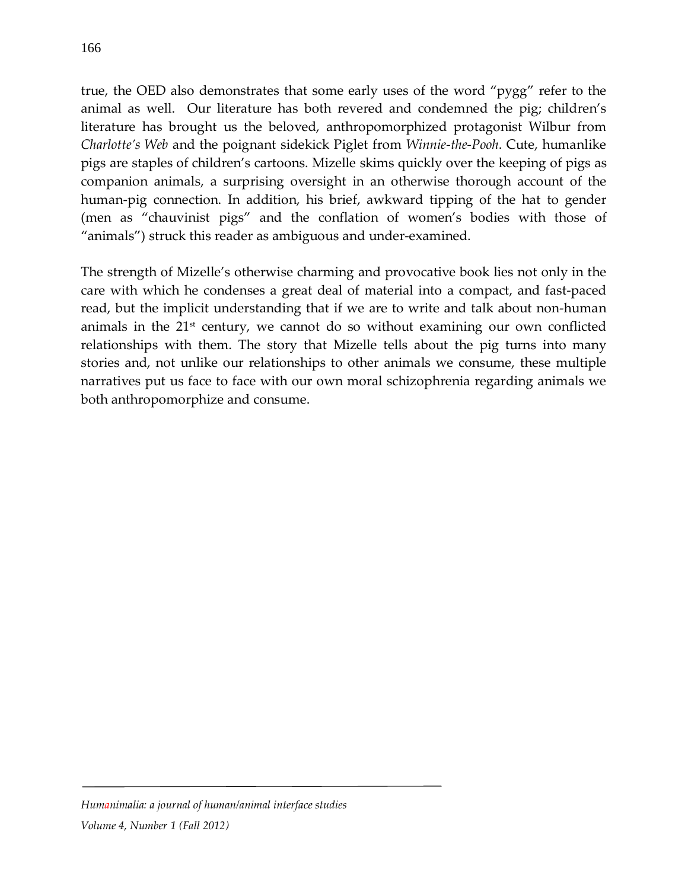true, the OED also demonstrates that some early uses of the word "pygg" refer to the animal as well. Our literature has both revered and condemned the pig; children's literature has brought us the beloved, anthropomorphized protagonist Wilbur from *Charlotte's Web* and the poignant sidekick Piglet from *Winnie-the-Pooh*. Cute, humanlike pigs are staples of children's cartoons. Mizelle skims quickly over the keeping of pigs as companion animals, a surprising oversight in an otherwise thorough account of the human-pig connection. In addition, his brief, awkward tipping of the hat to gender (men as "chauvinist pigs" and the conflation of women's bodies with those of "animals") struck this reader as ambiguous and under-examined.

The strength of Mizelle's otherwise charming and provocative book lies not only in the care with which he condenses a great deal of material into a compact, and fast-paced read, but the implicit understanding that if we are to write and talk about non-human animals in the 21st century, we cannot do so without examining our own conflicted relationships with them. The story that Mizelle tells about the pig turns into many stories and, not unlike our relationships to other animals we consume, these multiple narratives put us face to face with our own moral schizophrenia regarding animals we both anthropomorphize and consume.